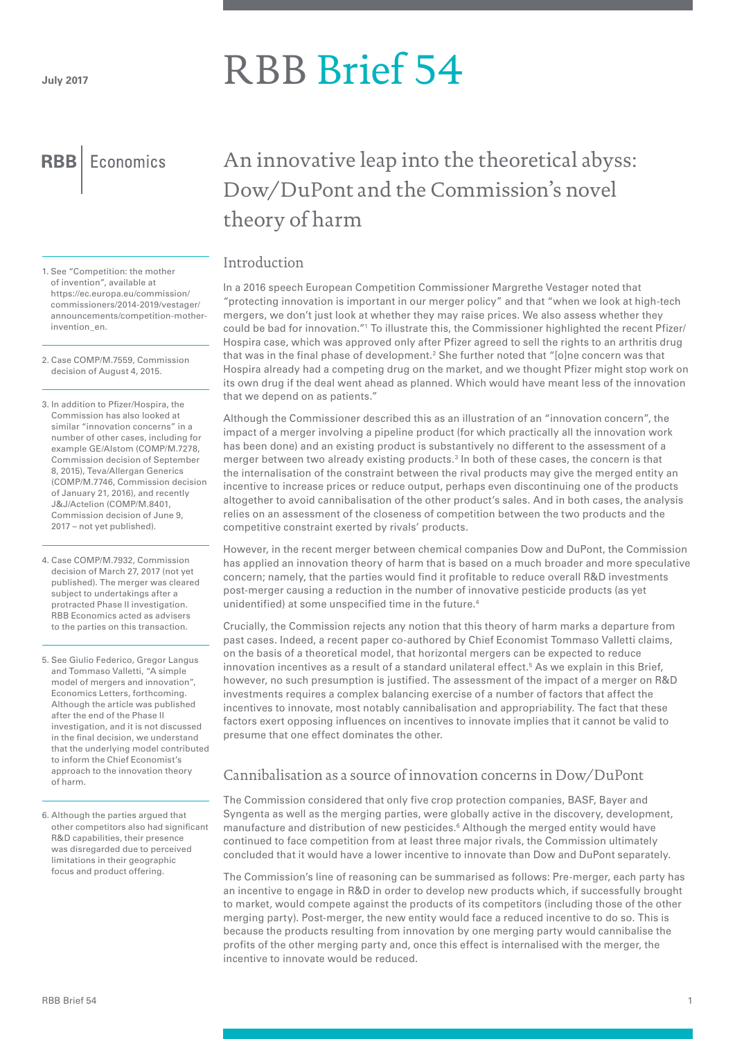July 2017

# RBB Brief 54

RBB | Economics

## An innovative leap into the theoretical abyss: Dow/DuPont and the Commission's novel theory of harm

### Introduction

In a 2016 speech European Competition Commissioner Margrethe Vestager noted that "protecting innovation is important in our merger policy" and that "when we look at high-tech mergers, we don't just look at whether they may raise prices. We also assess whether they could be bad for innovation."[1] To illustrate this, the Commissioner highlighted the recent Pfizer/Hospira case, which was approved only after Pfizer agreed to sell the rights to an arthritis drug that was in the final phase of development.[2] She further noted that "[o]ne concern was that Hospira already had a competing drug on the market, and we thought Pfizer might stop work on its own drug if the deal went ahead as planned. Which would have meant less of the innovation that we depend on as patients."

Although the Commissioner described this as an illustration of an "innovation concern", the impact of a merger involving a pipeline product (for which practically all the innovation work has been done) and an existing product is substantively no different to the assessment of a merger between two already existing products.[3] In both of these cases, the concern is that the internalisation of the constraint between the rival products may give the merged entity an incentive to increase prices or reduce output, perhaps even discontinuing one of the products altogether to avoid cannibalisation of the other product's sales. And in both cases, the analysis relies on an assessment of the closeness of competition between the two products and the competitive constraint exerted by rivals' products.

However, in the recent merger between chemical companies Dow and DuPont, the Commission has applied an innovation theory of harm that is based on a much broader and more speculative concern; namely, that the parties would find it profitable to reduce overall R&D investments post-merger causing a reduction in the number of innovative pesticide products (as yet unidentified) at some unspecified time in the future.[4]

Crucially, the Commission rejects any notion that this theory of harm marks a departure from past cases. Indeed, a recent paper co-authored by Chief Economist Tommaso Valletti claims, on the basis of a theoretical model, that horizontal mergers can be expected to reduce innovation incentives as a result of a standard unilateral effect.[5] As we explain in this Brief, however, no such presumption is justified. The assessment of the impact of a merger on R&D investments requires a complex balancing exercise of a number of factors that affect the incentives to innovate, most notably cannibalisation and appropriability. The fact that these factors exert opposing influences on incentives to innovate implies that it cannot be valid to presume that one effect dominates the other.

### Cannibalisation as a source of innovation concerns in Dow/DuPont

The Commission considered that only five crop protection companies, BASF, Bayer and Syngenta as well as the merging parties, were globally active in the discovery, development, manufacture and distribution of new pesticides.[6] Although the merged entity would have continued to face competition from at least three major rivals, the Commission ultimately concluded that it would have a lower incentive to innovate than Dow and DuPont separately.

The Commission's line of reasoning can be summarised as follows: Pre-merger, each party has an incentive to engage in R&D in order to develop new products which, if successfully brought to market, would compete against the products of its competitors (including those of the other merging party). Post-merger, the new entity would face a reduced incentive to do so. This is because the products resulting from innovation by one merging party would cannibalise the profits of the other merging party and, once this effect is internalised with the merger, the incentive to innovate would be reduced.

---

1. See "Competition: the mother of invention", available at https://ec.europa.eu/commission/commissioners/2014-2019/vestager/announcements/competition-mother-invention_en.

2. Case COMP/M.7559, Commission decision of August 4, 2015.

3. In addition to Pfizer/Hospira, the Commission has also looked at similar "innovation concerns" in a number of other cases, including for example GE/Alstom (COMP/M.7278, Commission decision of September 8, 2015), Teva/Allergan Generics (COMP/M.7746, Commission decision of January 21, 2016), and recently J&J/Actelion (COMP/M.8401, Commission decision of June 9, 2017 – not yet published).

4. Case COMP/M.7932, Commission decision of March 27, 2017 (not yet published). The merger was cleared subject to undertakings after a protracted Phase II investigation. RBB Economics acted as advisers to the parties on this transaction.

5. See Giulio Federico, Gregor Langus and Tommaso Valletti, "A simple model of mergers and innovation", Economics Letters, forthcoming. Although the article was published after the end of the Phase II investigation, and it is not discussed in the final decision, we understand that the underlying model contributed to inform the Chief Economist's approach to the innovation theory of harm.

6. Although the parties argued that other competitors also had significant R&D capabilities, their presence was disregarded due to perceived limitations in their geographic focus and product offering.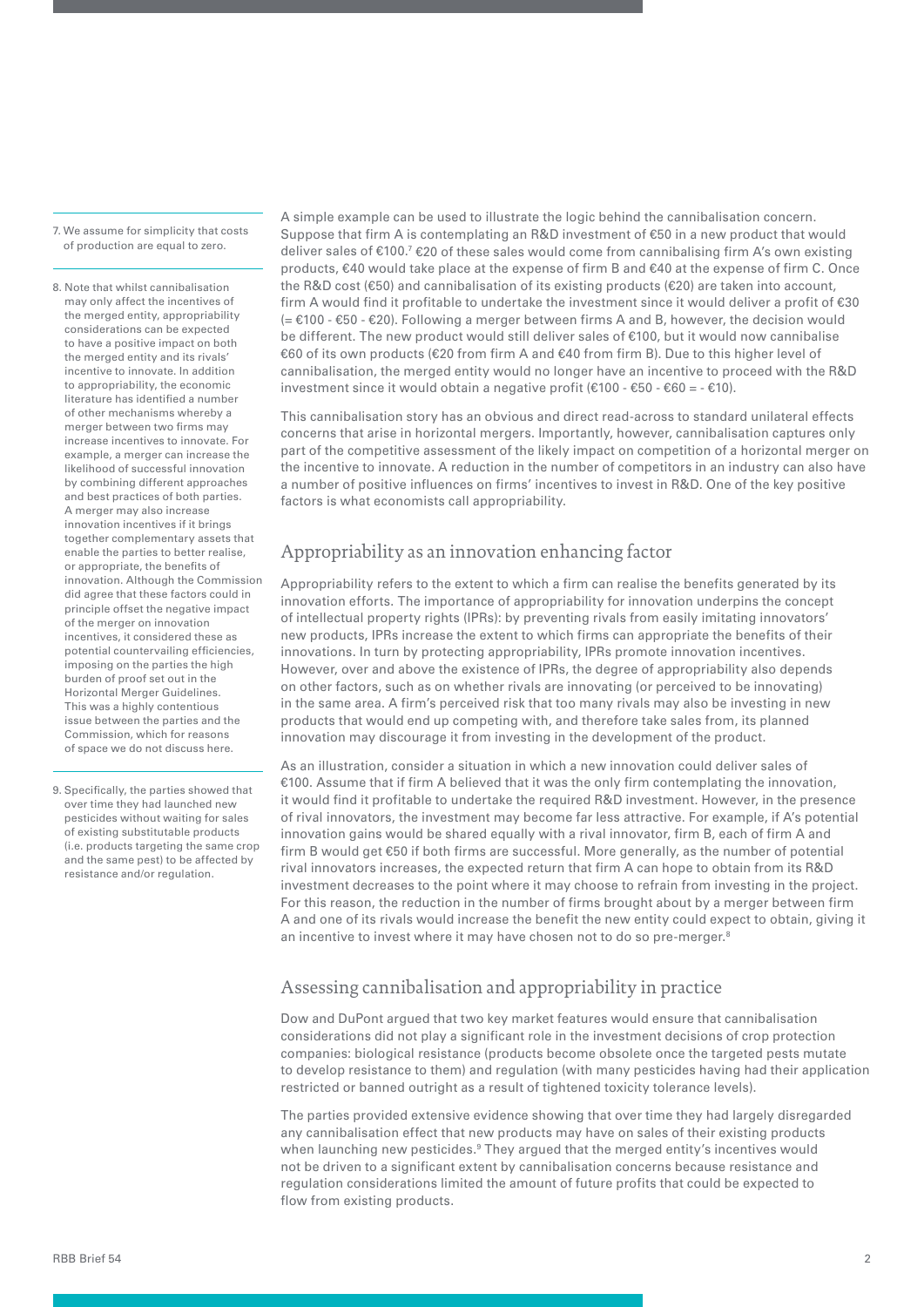A simple example can be used to illustrate the logic behind the cannibalisation concern. Suppose that firm A is contemplating an R&D investment of €50 in a new product that would deliver sales of €100.[7] €20 of these sales would come from cannibalising firm A's own existing products, €40 would take place at the expense of firm B and €40 at the expense of firm C. Once the R&D cost (€50) and cannibalisation of its existing products (€20) are taken into account, firm A would find it profitable to undertake the investment since it would deliver a profit of €30 (= €100 - €50 - €20). Following a merger between firms A and B, however, the decision would be different. The new product would still deliver sales of €100, but it would now cannibalise €60 of its own products (€20 from firm A and €40 from firm B). Due to this higher level of cannibalisation, the merged entity would no longer have an incentive to proceed with the R&D investment since it would obtain a negative profit (€100 - €50 - €60 = - €10).

This cannibalisation story has an obvious and direct read-across to standard unilateral effects concerns that arise in horizontal mergers. Importantly, however, cannibalisation captures only part of the competitive assessment of the likely impact on competition of a horizontal merger on the incentive to innovate. A reduction in the number of competitors in an industry can also have a number of positive influences on firms' incentives to invest in R&D. One of the key positive factors is what economists call appropriability.

## Appropriability as an innovation enhancing factor

Appropriability refers to the extent to which a firm can realise the benefits generated by its innovation efforts. The importance of appropriability for innovation underpins the concept of intellectual property rights (IPRs): by preventing rivals from easily imitating innovators' new products, IPRs increase the extent to which firms can appropriate the benefits of their innovations. In turn by protecting appropriability, IPRs promote innovation incentives. However, over and above the existence of IPRs, the degree of appropriability also depends on other factors, such as on whether rivals are innovating (or perceived to be innovating) in the same area. A firm's perceived risk that too many rivals may also be investing in new products that would end up competing with, and therefore take sales from, its planned innovation may discourage it from investing in the development of the product.

As an illustration, consider a situation in which a new innovation could deliver sales of €100. Assume that if firm A believed that it was the only firm contemplating the innovation, it would find it profitable to undertake the required R&D investment. However, in the presence of rival innovators, the investment may become far less attractive. For example, if A's potential innovation gains would be shared equally with a rival innovator, firm B, each of firm A and firm B would get €50 if both firms are successful. More generally, as the number of potential rival innovators increases, the expected return that firm A can hope to obtain from its R&D investment decreases to the point where it may choose to refrain from investing in the project. For this reason, the reduction in the number of firms brought about by a merger between firm A and one of its rivals would increase the benefit the new entity could expect to obtain, giving it an incentive to invest where it may have chosen not to do so pre-merger.[8]

## Assessing cannibalisation and appropriability in practice

Dow and DuPont argued that two key market features would ensure that cannibalisation considerations did not play a significant role in the investment decisions of crop protection companies: biological resistance (products become obsolete once the targeted pests mutate to develop resistance to them) and regulation (with many pesticides having had their application restricted or banned outright as a result of tightened toxicity tolerance levels).

The parties provided extensive evidence showing that over time they had largely disregarded any cannibalisation effect that new products may have on sales of their existing products when launching new pesticides.[9] They argued that the merged entity's incentives would not be driven to a significant extent by cannibalisation concerns because resistance and regulation considerations limited the amount of future profits that could be expected to flow from existing products.

---

7. We assume for simplicity that costs of production are equal to zero.

8. Note that whilst cannibalisation may only affect the incentives of the merged entity, appropriability considerations can be expected to have a positive impact on both the merged entity and its rivals' incentive to innovate. In addition to appropriability, the economic literature has identified a number of other mechanisms whereby a merger between two firms may increase incentives to innovate. For example, a merger can increase the likelihood of successful innovation by combining different approaches and best practices of both parties. A merger may also increase innovation incentives if it brings together complementary assets that enable the parties to better realise, or appropriate, the benefits of innovation. Although the Commission did agree that these factors could in principle offset the negative impact of the merger on innovation incentives, it considered these as potential countervailing efficiencies, imposing on the parties the high burden of proof set out in the Horizontal Merger Guidelines. This was a highly contentious issue between the parties and the Commission, which for reasons of space we do not discuss here.

9. Specifically, the parties showed that over time they had launched new pesticides without waiting for sales of existing substitutable products (i.e. products targeting the same crop and the same pest) to be affected by resistance and/or regulation.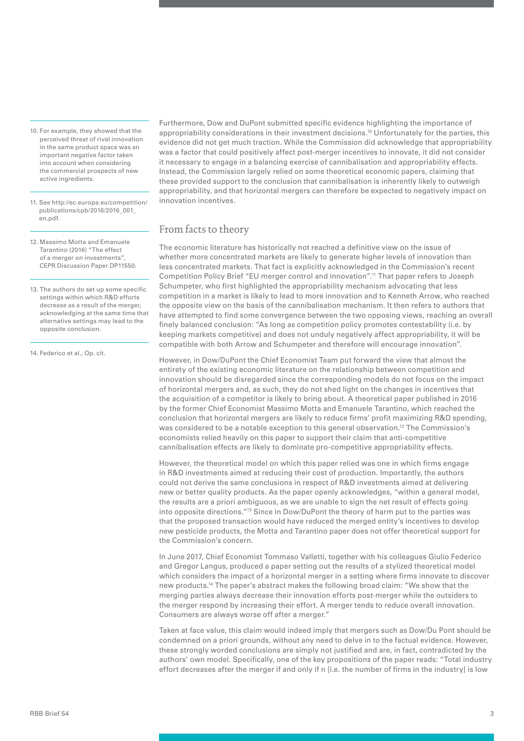Furthermore, Dow and DuPont submitted specific evidence highlighting the importance of appropriability considerations in their investment decisions.[10] Unfortunately for the parties, this evidence did not get much traction. While the Commission did acknowledge that appropriability was a factor that could positively affect post-merger incentives to innovate, it did not consider it necessary to engage in a balancing exercise of cannibalisation and appropriability effects. Instead, the Commission largely relied on some theoretical economic papers, claiming that these provided support to the conclusion that cannibalisation is inherently likely to outweigh appropriability, and that horizontal mergers can therefore be expected to negatively impact on innovation incentives.

## From facts to theory

The economic literature has historically not reached a definitive view on the issue of whether more concentrated markets are likely to generate higher levels of innovation than less concentrated markets. That fact is explicitly acknowledged in the Commission's recent Competition Policy Brief "EU merger control and innovation".[11] That paper refers to Joseph Schumpeter, who first highlighted the appropriability mechanism advocating that less competition in a market is likely to lead to more innovation and to Kenneth Arrow, who reached the opposite view on the basis of the cannibalisation mechanism. It then refers to authors that have attempted to find some convergence between the two opposing views, reaching an overall finely balanced conclusion: "As long as competition policy promotes contestability (i.e. by keeping markets competitive) and does not unduly negatively affect appropriability, it will be compatible with both Arrow and Schumpeter and therefore will encourage innovation".

However, in Dow/DuPont the Chief Economist Team put forward the view that almost the entirety of the existing economic literature on the relationship between competition and innovation should be disregarded since the corresponding models do not focus on the impact of horizontal mergers and, as such, they do not shed light on the changes in incentives that the acquisition of a competitor is likely to bring about. A theoretical paper published in 2016 by the former Chief Economist Massimo Motta and Emanuele Tarantino, which reached the conclusion that horizontal mergers are likely to reduce firms' profit maximizing R&D spending, was considered to be a notable exception to this general observation.[12] The Commission's economists relied heavily on this paper to support their claim that anti-competitive cannibalisation effects are likely to dominate pro-competitive appropriability effects.

However, the theoretical model on which this paper relied was one in which firms engage in R&D investments aimed at reducing their cost of production. Importantly, the authors could not derive the same conclusions in respect of R&D investments aimed at delivering new or better quality products. As the paper openly acknowledges, "within a general model, the results are a priori ambiguous, as we are unable to sign the net result of effects going into opposite directions."[13] Since in Dow/DuPont the theory of harm put to the parties was that the proposed transaction would have reduced the merged entity's incentives to develop new pesticide products, the Motta and Tarantino paper does not offer theoretical support for the Commission's concern.

In June 2017, Chief Economist Tommaso Valletti, together with his colleagues Giulio Federico and Gregor Langus, produced a paper setting out the results of a stylized theoretical model which considers the impact of a horizontal merger in a setting where firms innovate to discover new products.[14] The paper's abstract makes the following broad claim: "We show that the merging parties always decrease their innovation efforts post-merger while the outsiders to the merger respond by increasing their effort. A merger tends to reduce overall innovation. Consumers are always worse off after a merger."

Taken at face value, this claim would indeed imply that mergers such as Dow/Du Pont should be condemned on a priori grounds, without any need to delve in to the factual evidence. However, these strongly worded conclusions are simply not justified and are, in fact, contradicted by the authors' own model. Specifically, one of the key propositions of the paper reads: "Total industry effort decreases after the merger if and only if n [i.e. the number of firms in the industry] is low

---

10. For example, they showed that the perceived threat of rival innovation in the same product space was an important negative factor taken into account when considering the commercial prospects of new active ingredients.

11. See http://ec.europa.eu/competition/publications/cpb/2016/2016_001_en.pdf.

12. Massimo Motta and Emanuele Tarantino (2016) "The effect of a merger on investments", CEPR Discussion Paper DP11550.

13. The authors do set up some specific settings within which R&D efforts decrease as a result of the merger, acknowledging at the same time that alternative settings may lead to the opposite conclusion.

14. Federico et al., Op. cit.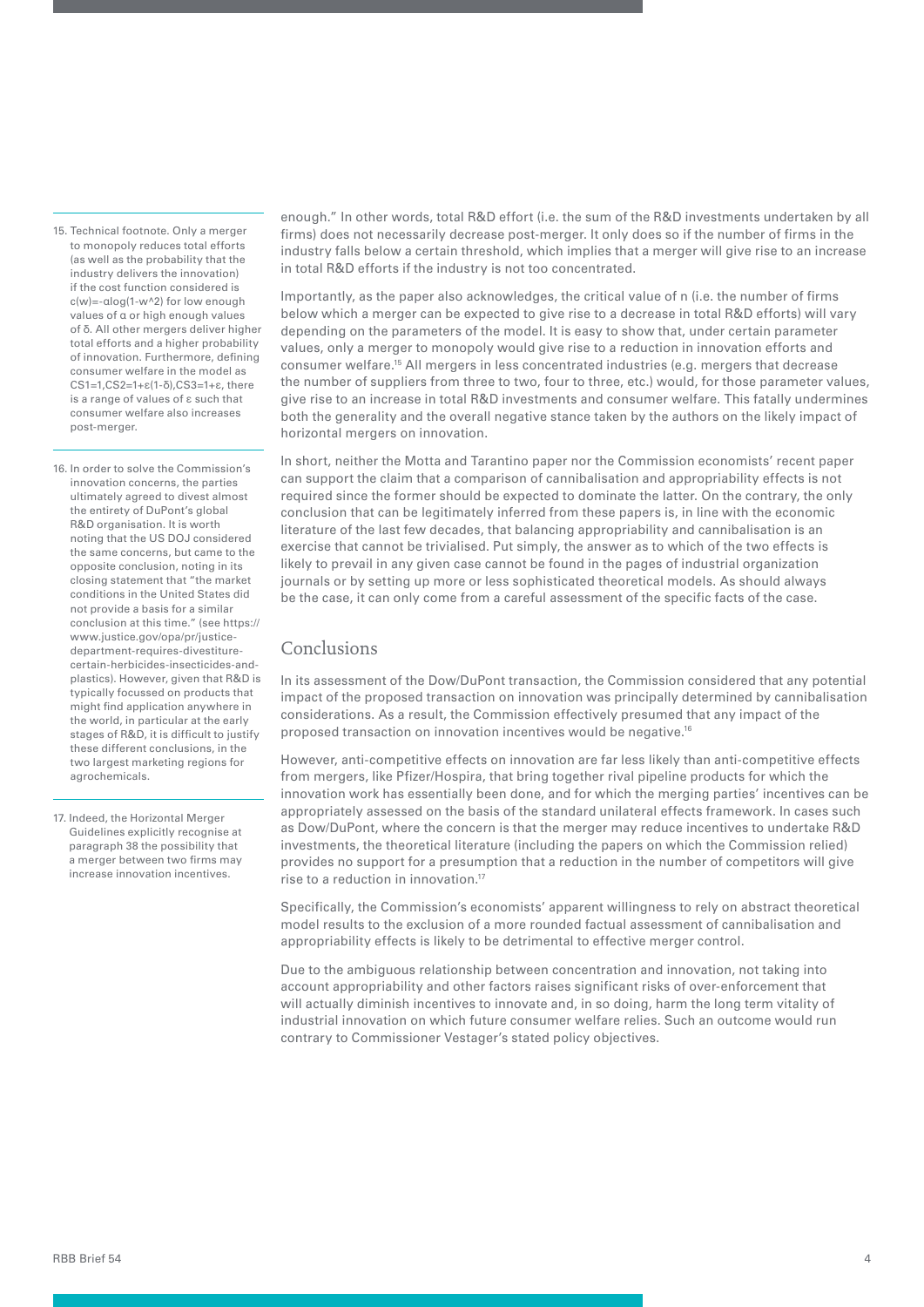enough." In other words, total R&D effort (i.e. the sum of the R&D investments undertaken by all firms) does not necessarily decrease post-merger. It only does so if the number of firms in the industry falls below a certain threshold, which implies that a merger will give rise to an increase in total R&D efforts if the industry is not too concentrated.

Importantly, as the paper also acknowledges, the critical value of n (i.e. the number of firms below which a merger can be expected to give rise to a decrease in total R&D efforts) will vary depending on the parameters of the model. It is easy to show that, under certain parameter values, only a merger to monopoly would give rise to a reduction in innovation efforts and consumer welfare.[15] All mergers in less concentrated industries (e.g. mergers that decrease the number of suppliers from three to two, four to three, etc.) would, for those parameter values, give rise to an increase in total R&D investments and consumer welfare. This fatally undermines both the generality and the overall negative stance taken by the authors on the likely impact of horizontal mergers on innovation.

In short, neither the Motta and Tarantino paper nor the Commission economists' recent paper can support the claim that a comparison of cannibalisation and appropriability effects is not required since the former should be expected to dominate the latter. On the contrary, the only conclusion that can be legitimately inferred from these papers is, in line with the economic literature of the last few decades, that balancing appropriability and cannibalisation is an exercise that cannot be trivialised. Put simply, the answer as to which of the two effects is likely to prevail in any given case cannot be found in the pages of industrial organization journals or by setting up more or less sophisticated theoretical models. As should always be the case, it can only come from a careful assessment of the specific facts of the case.

## Conclusions

In its assessment of the Dow/DuPont transaction, the Commission considered that any potential impact of the proposed transaction on innovation was principally determined by cannibalisation considerations. As a result, the Commission effectively presumed that any impact of the proposed transaction on innovation incentives would be negative.[16]

However, anti-competitive effects on innovation are far less likely than anti-competitive effects from mergers, like Pfizer/Hospira, that bring together rival pipeline products for which the innovation work has essentially been done, and for which the merging parties' incentives can be appropriately assessed on the basis of the standard unilateral effects framework. In cases such as Dow/DuPont, where the concern is that the merger may reduce incentives to undertake R&D investments, the theoretical literature (including the papers on which the Commission relied) provides no support for a presumption that a reduction in the number of competitors will give rise to a reduction in innovation.[17]

Specifically, the Commission's economists' apparent willingness to rely on abstract theoretical model results to the exclusion of a more rounded factual assessment of cannibalisation and appropriability effects is likely to be detrimental to effective merger control.

Due to the ambiguous relationship between concentration and innovation, not taking into account appropriability and other factors raises significant risks of over-enforcement that will actually diminish incentives to innovate and, in so doing, harm the long term vitality of industrial innovation on which future consumer welfare relies. Such an outcome would run contrary to Commissioner Vestager's stated policy objectives.

---

15. Technical footnote. Only a merger to monopoly reduces total efforts (as well as the probability that the industry delivers the innovation) if the cost function considered is $c(w)=-\alpha\log(1-w^2)$ for low enough values of $\alpha$ or high enough values of $\delta$. All other mergers deliver higher total efforts and a higher probability of innovation. Furthermore, defining consumer welfare in the model as $CS1=1, CS2=1+\varepsilon(1-\delta), CS3=1+\varepsilon$, there is a range of values of $\varepsilon$ such that consumer welfare also increases post-merger.

16. In order to solve the Commission's innovation concerns, the parties ultimately agreed to divest almost the entirety of DuPont's global R&D organisation. It is worth noting that the US DOJ considered the same concerns, but came to the opposite conclusion, noting in its closing statement that "the market conditions in the United States did not provide a basis for a similar conclusion at this time." (see https://www.justice.gov/opa/pr/justice-department-requires-divestiture-certain-herbicides-insecticides-and-plastics). However, given that R&D is typically focussed on products that might find application anywhere in the world, in particular at the early stages of R&D, it is difficult to justify these different conclusions, in the two largest marketing regions for agrochemicals.

17. Indeed, the Horizontal Merger Guidelines explicitly recognise at paragraph 38 the possibility that a merger between two firms may increase innovation incentives.